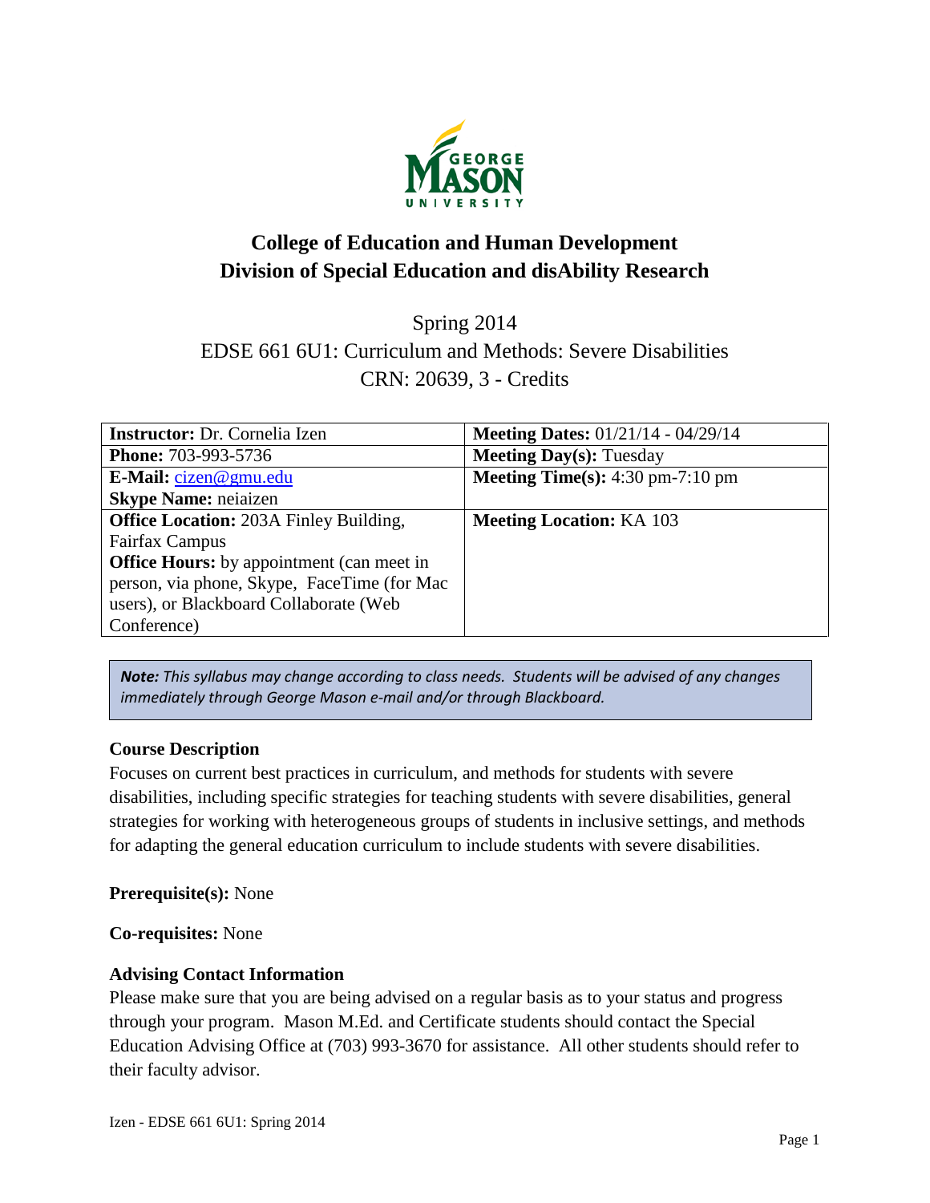# College of Education and Human Development
# Division of Special Education and disAbility Research

Spring 2014
EDSE 661 6U1: Curriculum and Methods: Severe Disabilities
CRN: 20639, 3 - Credits

| **Instructor:** Dr. Cornelia Izen | **Meeting Dates:** 01/21/14 - 04/29/14 |
|---|---|
| **Phone:** 703-993-5736 | **Meeting Day(s):** Tuesday |
| **E-Mail:** cizen@gmu.edu<br>**Skype Name:** neiaizen | **Meeting Time(s):** 4:30 pm-7:10 pm |
| **Office Location:** 203A Finley Building, Fairfax Campus<br>**Office Hours:** by appointment (can meet in person, via phone, Skype, FaceTime (for Mac users), or Blackboard Collaborate (Web Conference) | **Meeting Location:** KA 103 |

***Note:*** *This syllabus may change according to class needs. Students will be advised of any changes immediately through George Mason e-mail and/or through Blackboard.*

**Course Description**

Focuses on current best practices in curriculum, and methods for students with severe disabilities, including specific strategies for teaching students with severe disabilities, general strategies for working with heterogeneous groups of students in inclusive settings, and methods for adapting the general education curriculum to include students with severe disabilities.

**Prerequisite(s):** None

**Co-requisites:** None

**Advising Contact Information**

Please make sure that you are being advised on a regular basis as to your status and progress through your program. Mason M.Ed. and Certificate students should contact the Special Education Advising Office at (703) 993-3670 for assistance. All other students should refer to their faculty advisor.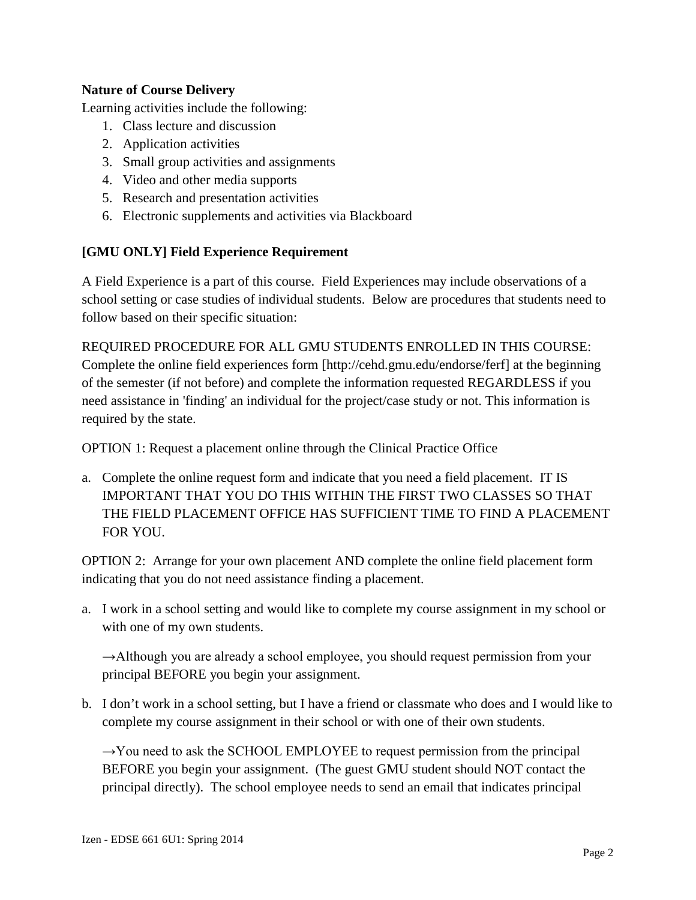**Nature of Course Delivery**

Learning activities include the following:

1. Class lecture and discussion
2. Application activities
3. Small group activities and assignments
4. Video and other media supports
5. Research and presentation activities
6. Electronic supplements and activities via Blackboard

**[GMU ONLY] Field Experience Requirement**

A Field Experience is a part of this course. Field Experiences may include observations of a school setting or case studies of individual students. Below are procedures that students need to follow based on their specific situation:

REQUIRED PROCEDURE FOR ALL GMU STUDENTS ENROLLED IN THIS COURSE: Complete the online field experiences form [http://cehd.gmu.edu/endorse/ferf] at the beginning of the semester (if not before) and complete the information requested REGARDLESS if you need assistance in 'finding' an individual for the project/case study or not. This information is required by the state.

OPTION 1: Request a placement online through the Clinical Practice Office

a. Complete the online request form and indicate that you need a field placement. IT IS IMPORTANT THAT YOU DO THIS WITHIN THE FIRST TWO CLASSES SO THAT THE FIELD PLACEMENT OFFICE HAS SUFFICIENT TIME TO FIND A PLACEMENT FOR YOU.

OPTION 2: Arrange for your own placement AND complete the online field placement form indicating that you do not need assistance finding a placement.

a. I work in a school setting and would like to complete my course assignment in my school or with one of my own students.

   →Although you are already a school employee, you should request permission from your principal BEFORE you begin your assignment.

b. I don't work in a school setting, but I have a friend or classmate who does and I would like to complete my course assignment in their school or with one of their own students.

   →You need to ask the SCHOOL EMPLOYEE to request permission from the principal BEFORE you begin your assignment. (The guest GMU student should NOT contact the principal directly). The school employee needs to send an email that indicates principal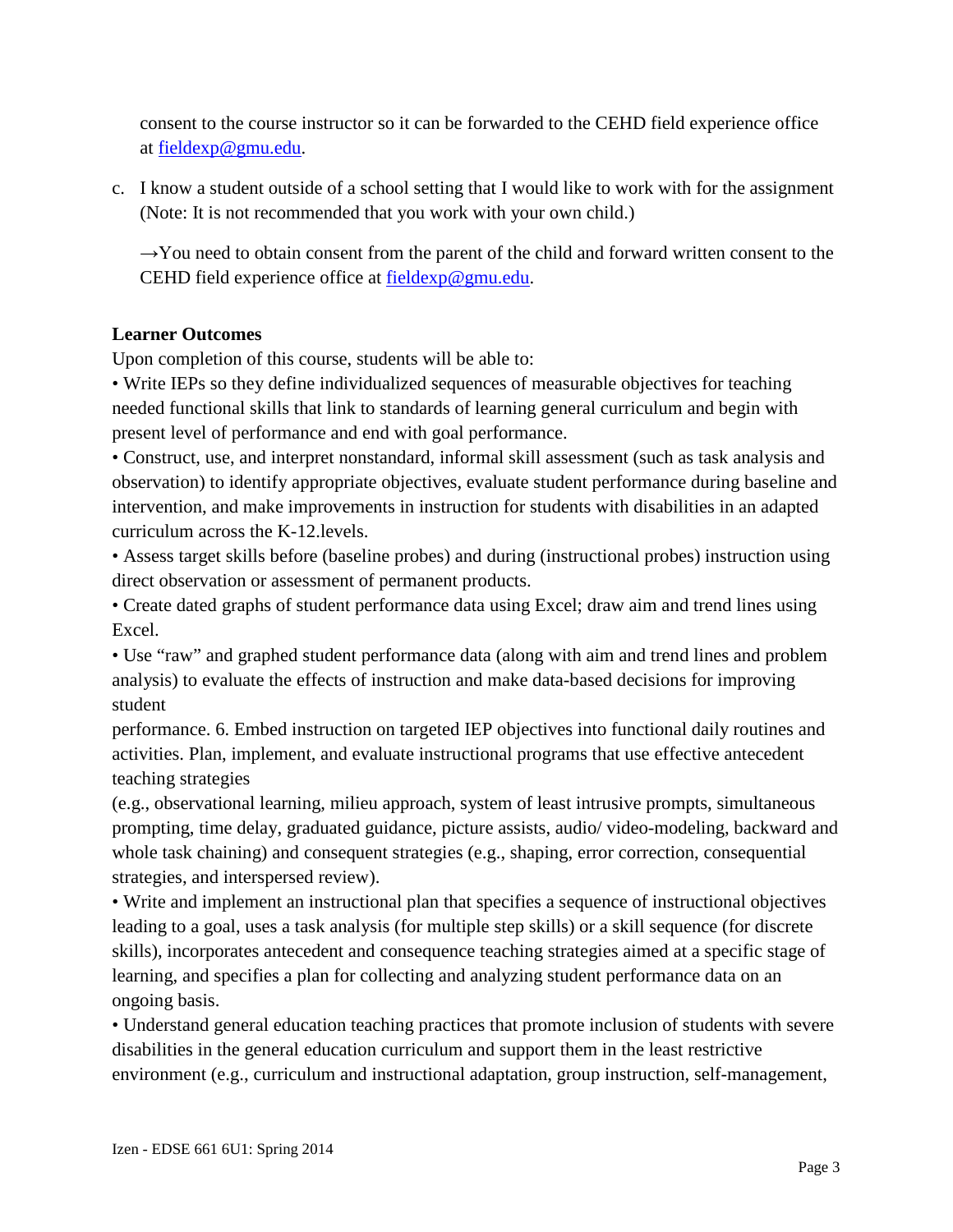consent to the course instructor so it can be forwarded to the CEHD field experience office at fieldexp@gmu.edu.

c. I know a student outside of a school setting that I would like to work with for the assignment (Note: It is not recommended that you work with your own child.)

   →You need to obtain consent from the parent of the child and forward written consent to the CEHD field experience office at fieldexp@gmu.edu.

**Learner Outcomes**

Upon completion of this course, students will be able to:

• Write IEPs so they define individualized sequences of measurable objectives for teaching needed functional skills that link to standards of learning general curriculum and begin with present level of performance and end with goal performance.

• Construct, use, and interpret nonstandard, informal skill assessment (such as task analysis and observation) to identify appropriate objectives, evaluate student performance during baseline and intervention, and make improvements in instruction for students with disabilities in an adapted curriculum across the K-12.levels.

• Assess target skills before (baseline probes) and during (instructional probes) instruction using direct observation or assessment of permanent products.

• Create dated graphs of student performance data using Excel; draw aim and trend lines using Excel.

• Use "raw" and graphed student performance data (along with aim and trend lines and problem analysis) to evaluate the effects of instruction and make data-based decisions for improving student

performance. 6. Embed instruction on targeted IEP objectives into functional daily routines and activities. Plan, implement, and evaluate instructional programs that use effective antecedent teaching strategies

(e.g., observational learning, milieu approach, system of least intrusive prompts, simultaneous prompting, time delay, graduated guidance, picture assists, audio/ video-modeling, backward and whole task chaining) and consequent strategies (e.g., shaping, error correction, consequential strategies, and interspersed review).

• Write and implement an instructional plan that specifies a sequence of instructional objectives leading to a goal, uses a task analysis (for multiple step skills) or a skill sequence (for discrete skills), incorporates antecedent and consequence teaching strategies aimed at a specific stage of learning, and specifies a plan for collecting and analyzing student performance data on an ongoing basis.

• Understand general education teaching practices that promote inclusion of students with severe disabilities in the general education curriculum and support them in the least restrictive environment (e.g., curriculum and instructional adaptation, group instruction, self-management,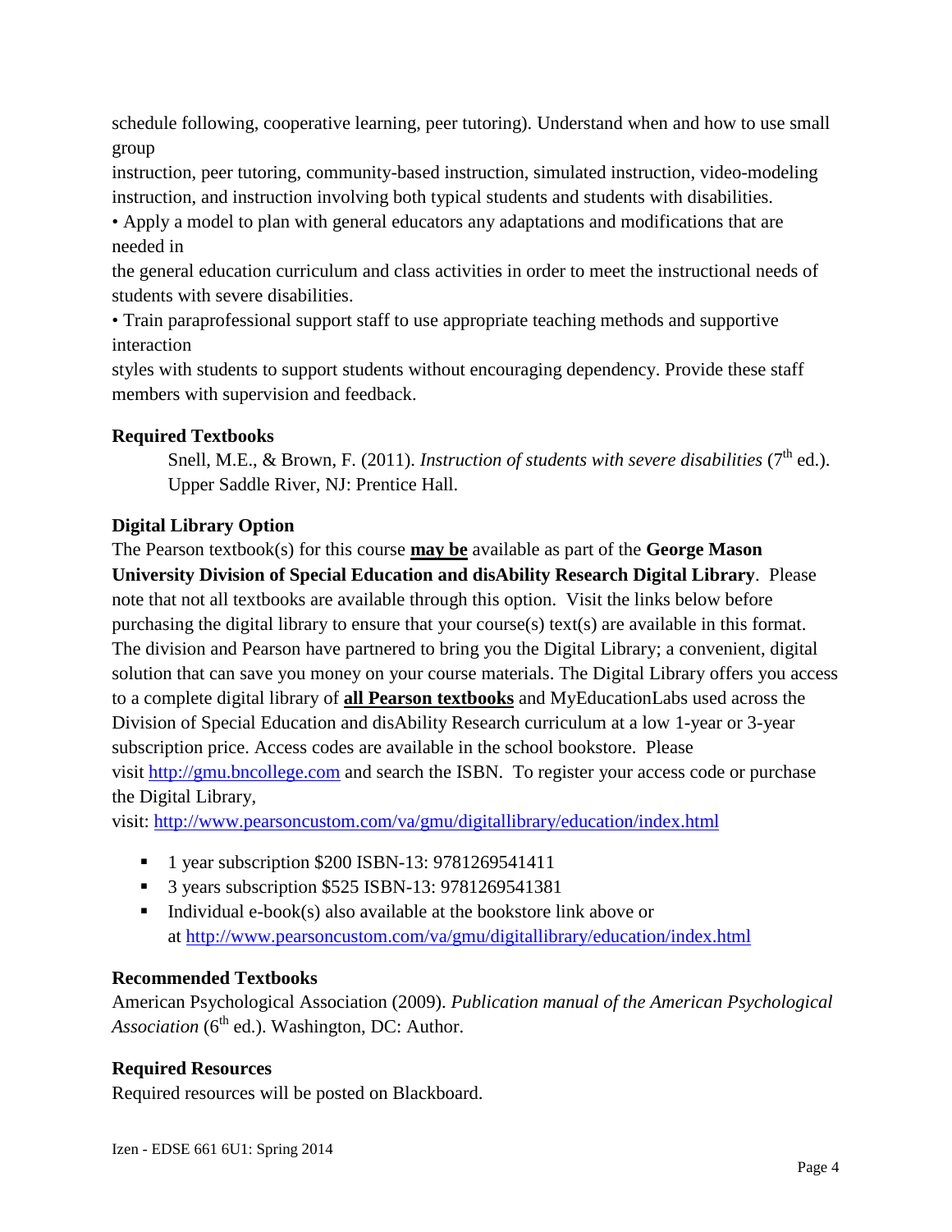schedule following, cooperative learning, peer tutoring). Understand when and how to use small group instruction, peer tutoring, community-based instruction, simulated instruction, video-modeling instruction, and instruction involving both typical students and students with disabilities.

- Apply a model to plan with general educators any adaptations and modifications that are needed in the general education curriculum and class activities in order to meet the instructional needs of students with severe disabilities.
- Train paraprofessional support staff to use appropriate teaching methods and supportive interaction styles with students to support students without encouraging dependency. Provide these staff members with supervision and feedback.

**Required Textbooks**

Snell, M.E., & Brown, F. (2011). *Instruction of students with severe disabilities* (7th ed.). Upper Saddle River, NJ: Prentice Hall.

**Digital Library Option**

The Pearson textbook(s) for this course **may be** available as part of the **George Mason University Division of Special Education and disAbility Research Digital Library**. Please note that not all textbooks are available through this option. Visit the links below before purchasing the digital library to ensure that your course(s) text(s) are available in this format. The division and Pearson have partnered to bring you the Digital Library; a convenient, digital solution that can save you money on your course materials. The Digital Library offers you access to a complete digital library of **all Pearson textbooks** and MyEducationLabs used across the Division of Special Education and disAbility Research curriculum at a low 1-year or 3-year subscription price. Access codes are available in the school bookstore. Please visit http://gmu.bncollege.com and search the ISBN. To register your access code or purchase the Digital Library, visit: http://www.pearsoncustom.com/va/gmu/digitallibrary/education/index.html

- 1 year subscription $200 ISBN-13: 9781269541411
- 3 years subscription $525 ISBN-13: 9781269541381
- Individual e-book(s) also available at the bookstore link above or at http://www.pearsoncustom.com/va/gmu/digitallibrary/education/index.html

**Recommended Textbooks**

American Psychological Association (2009). *Publication manual of the American Psychological Association* (6th ed.). Washington, DC: Author.

**Required Resources**

Required resources will be posted on Blackboard.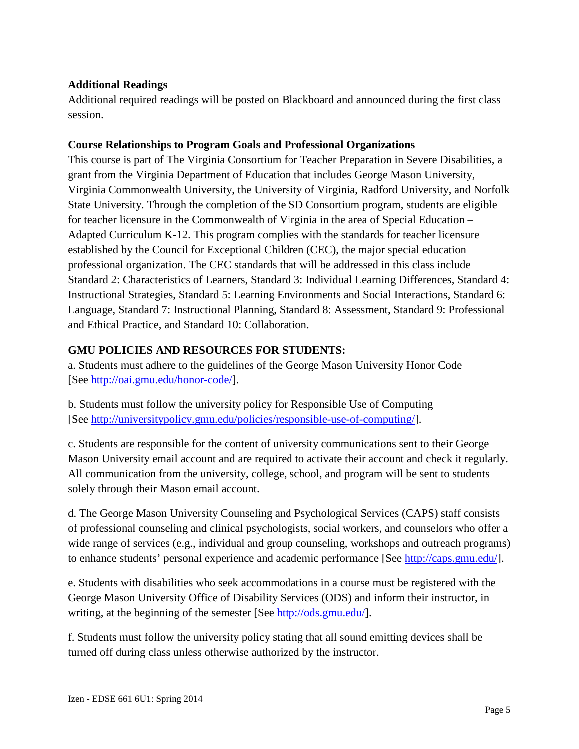**Additional Readings**

Additional required readings will be posted on Blackboard and announced during the first class session.

**Course Relationships to Program Goals and Professional Organizations**

This course is part of The Virginia Consortium for Teacher Preparation in Severe Disabilities, a grant from the Virginia Department of Education that includes George Mason University, Virginia Commonwealth University, the University of Virginia, Radford University, and Norfolk State University. Through the completion of the SD Consortium program, students are eligible for teacher licensure in the Commonwealth of Virginia in the area of Special Education – Adapted Curriculum K-12. This program complies with the standards for teacher licensure established by the Council for Exceptional Children (CEC), the major special education professional organization. The CEC standards that will be addressed in this class include Standard 2: Characteristics of Learners, Standard 3: Individual Learning Differences, Standard 4: Instructional Strategies, Standard 5: Learning Environments and Social Interactions, Standard 6: Language, Standard 7: Instructional Planning, Standard 8: Assessment, Standard 9: Professional and Ethical Practice, and Standard 10: Collaboration.

**GMU POLICIES AND RESOURCES FOR STUDENTS:**

a. Students must adhere to the guidelines of the George Mason University Honor Code [See http://oai.gmu.edu/honor-code/].

b. Students must follow the university policy for Responsible Use of Computing [See http://universitypolicy.gmu.edu/policies/responsible-use-of-computing/].

c. Students are responsible for the content of university communications sent to their George Mason University email account and are required to activate their account and check it regularly. All communication from the university, college, school, and program will be sent to students solely through their Mason email account.

d. The George Mason University Counseling and Psychological Services (CAPS) staff consists of professional counseling and clinical psychologists, social workers, and counselors who offer a wide range of services (e.g., individual and group counseling, workshops and outreach programs) to enhance students' personal experience and academic performance [See http://caps.gmu.edu/].

e. Students with disabilities who seek accommodations in a course must be registered with the George Mason University Office of Disability Services (ODS) and inform their instructor, in writing, at the beginning of the semester [See http://ods.gmu.edu/].

f. Students must follow the university policy stating that all sound emitting devices shall be turned off during class unless otherwise authorized by the instructor.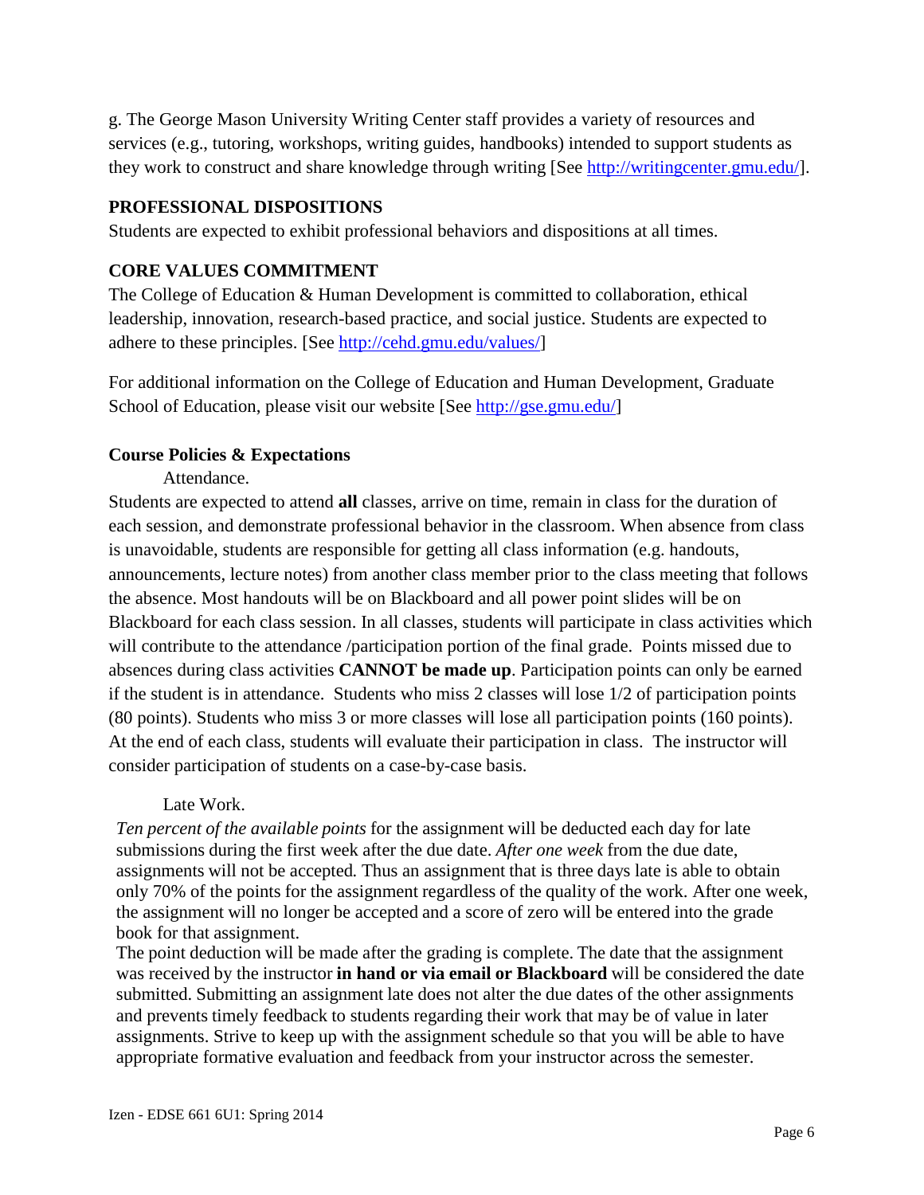g. The George Mason University Writing Center staff provides a variety of resources and services (e.g., tutoring, workshops, writing guides, handbooks) intended to support students as they work to construct and share knowledge through writing [See http://writingcenter.gmu.edu/].

**PROFESSIONAL DISPOSITIONS**

Students are expected to exhibit professional behaviors and dispositions at all times.

**CORE VALUES COMMITMENT**

The College of Education & Human Development is committed to collaboration, ethical leadership, innovation, research-based practice, and social justice. Students are expected to adhere to these principles. [See http://cehd.gmu.edu/values/]

For additional information on the College of Education and Human Development, Graduate School of Education, please visit our website [See http://gse.gmu.edu/]

**Course Policies & Expectations**

Attendance.

Students are expected to attend **all** classes, arrive on time, remain in class for the duration of each session, and demonstrate professional behavior in the classroom. When absence from class is unavoidable, students are responsible for getting all class information (e.g. handouts, announcements, lecture notes) from another class member prior to the class meeting that follows the absence. Most handouts will be on Blackboard and all power point slides will be on Blackboard for each class session. In all classes, students will participate in class activities which will contribute to the attendance /participation portion of the final grade. Points missed due to absences during class activities **CANNOT be made up**. Participation points can only be earned if the student is in attendance. Students who miss 2 classes will lose 1/2 of participation points (80 points). Students who miss 3 or more classes will lose all participation points (160 points). At the end of each class, students will evaluate their participation in class. The instructor will consider participation of students on a case-by-case basis.

Late Work.

*Ten percent of the available points* for the assignment will be deducted each day for late submissions during the first week after the due date. *After one week* from the due date, assignments will not be accepted. Thus an assignment that is three days late is able to obtain only 70% of the points for the assignment regardless of the quality of the work. After one week, the assignment will no longer be accepted and a score of zero will be entered into the grade book for that assignment.

The point deduction will be made after the grading is complete. The date that the assignment was received by the instructor **in hand or via email or Blackboard** will be considered the date submitted. Submitting an assignment late does not alter the due dates of the other assignments and prevents timely feedback to students regarding their work that may be of value in later assignments. Strive to keep up with the assignment schedule so that you will be able to have appropriate formative evaluation and feedback from your instructor across the semester.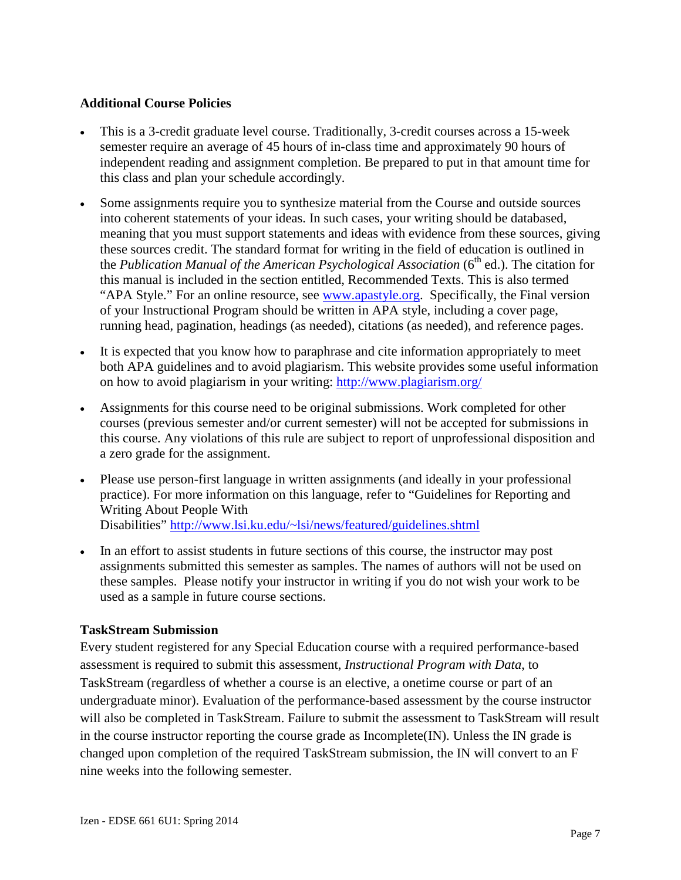**Additional Course Policies**

- This is a 3-credit graduate level course. Traditionally, 3-credit courses across a 15-week semester require an average of 45 hours of in-class time and approximately 90 hours of independent reading and assignment completion. Be prepared to put in that amount time for this class and plan your schedule accordingly.

- Some assignments require you to synthesize material from the Course and outside sources into coherent statements of your ideas. In such cases, your writing should be databased, meaning that you must support statements and ideas with evidence from these sources, giving these sources credit. The standard format for writing in the field of education is outlined in the *Publication Manual of the American Psychological Association* (6th ed.). The citation for this manual is included in the section entitled, Recommended Texts. This is also termed "APA Style." For an online resource, see www.apastyle.org. Specifically, the Final version of your Instructional Program should be written in APA style, including a cover page, running head, pagination, headings (as needed), citations (as needed), and reference pages.

- It is expected that you know how to paraphrase and cite information appropriately to meet both APA guidelines and to avoid plagiarism. This website provides some useful information on how to avoid plagiarism in your writing: http://www.plagiarism.org/

- Assignments for this course need to be original submissions. Work completed for other courses (previous semester and/or current semester) will not be accepted for submissions in this course. Any violations of this rule are subject to report of unprofessional disposition and a zero grade for the assignment.

- Please use person-first language in written assignments (and ideally in your professional practice). For more information on this language, refer to "Guidelines for Reporting and Writing About People With Disabilities" http://www.lsi.ku.edu/~lsi/news/featured/guidelines.shtml

- In an effort to assist students in future sections of this course, the instructor may post assignments submitted this semester as samples. The names of authors will not be used on these samples. Please notify your instructor in writing if you do not wish your work to be used as a sample in future course sections.

**TaskStream Submission**

Every student registered for any Special Education course with a required performance-based assessment is required to submit this assessment, *Instructional Program with Data*, to TaskStream (regardless of whether a course is an elective, a onetime course or part of an undergraduate minor). Evaluation of the performance-based assessment by the course instructor will also be completed in TaskStream. Failure to submit the assessment to TaskStream will result in the course instructor reporting the course grade as Incomplete(IN). Unless the IN grade is changed upon completion of the required TaskStream submission, the IN will convert to an F nine weeks into the following semester.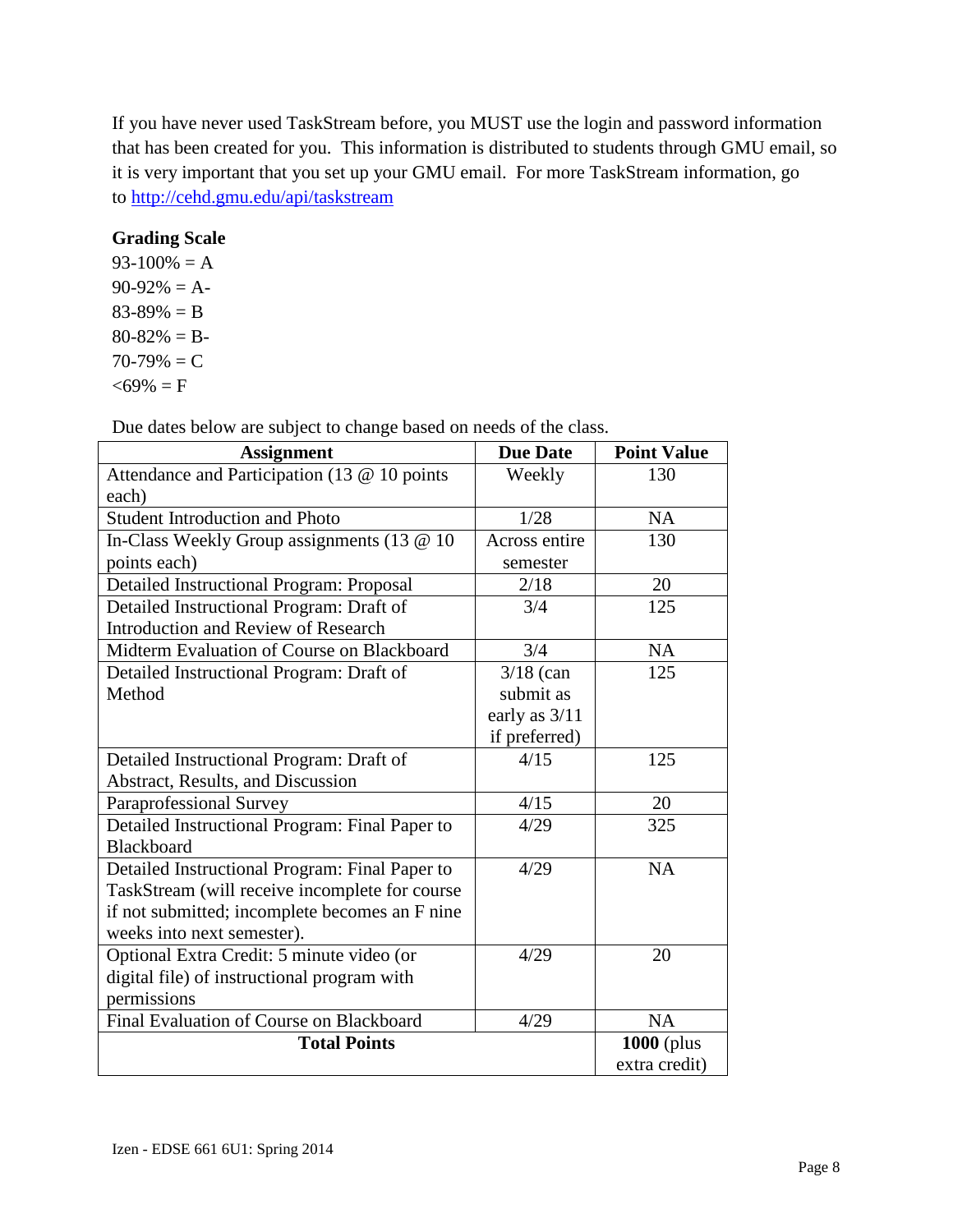If you have never used TaskStream before, you MUST use the login and password information that has been created for you. This information is distributed to students through GMU email, so it is very important that you set up your GMU email. For more TaskStream information, go to http://cehd.gmu.edu/api/taskstream

**Grading Scale**

93-100% = A
90-92% = A-
83-89% = B
80-82% = B-
70-79% = C
<69% = F

Due dates below are subject to change based on needs of the class.

| Assignment | Due Date | Point Value |
|---|---|---|
| Attendance and Participation (13 @ 10 points each) | Weekly | 130 |
| Student Introduction and Photo | 1/28 | NA |
| In-Class Weekly Group assignments (13 @ 10 points each) | Across entire semester | 130 |
| Detailed Instructional Program: Proposal | 2/18 | 20 |
| Detailed Instructional Program: Draft of Introduction and Review of Research | 3/4 | 125 |
| Midterm Evaluation of Course on Blackboard | 3/4 | NA |
| Detailed Instructional Program: Draft of Method | 3/18 (can submit as early as 3/11 if preferred) | 125 |
| Detailed Instructional Program: Draft of Abstract, Results, and Discussion | 4/15 | 125 |
| Paraprofessional Survey | 4/15 | 20 |
| Detailed Instructional Program: Final Paper to Blackboard | 4/29 | 325 |
| Detailed Instructional Program: Final Paper to TaskStream (will receive incomplete for course if not submitted; incomplete becomes an F nine weeks into next semester). | 4/29 | NA |
| Optional Extra Credit: 5 minute video (or digital file) of instructional program with permissions | 4/29 | 20 |
| Final Evaluation of Course on Blackboard | 4/29 | NA |
| **Total Points** | | **1000** (plus extra credit) |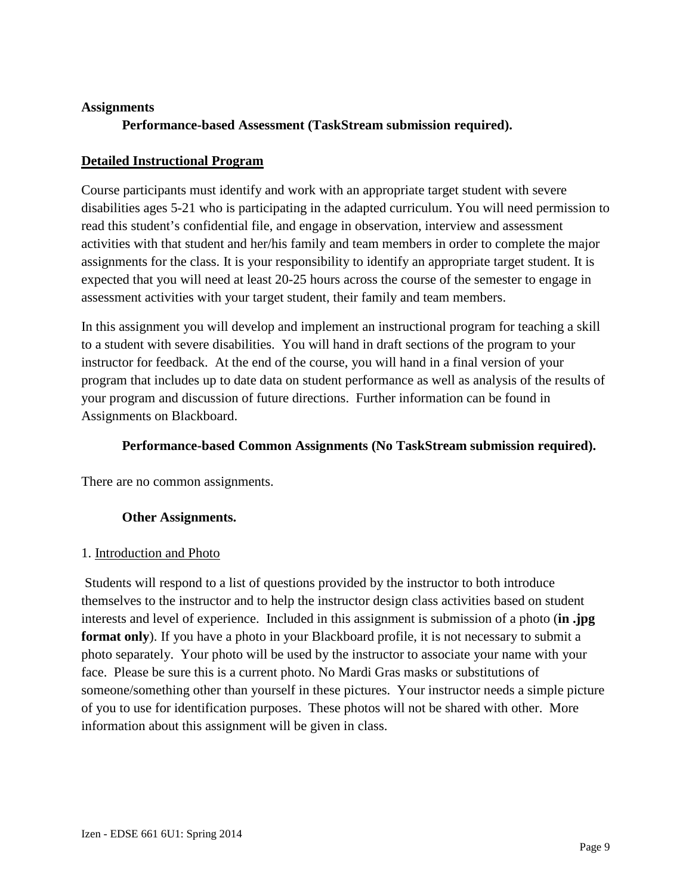**Assignments**

**Performance-based Assessment (TaskStream submission required).**

**Detailed Instructional Program**

Course participants must identify and work with an appropriate target student with severe disabilities ages 5-21 who is participating in the adapted curriculum. You will need permission to read this student's confidential file, and engage in observation, interview and assessment activities with that student and her/his family and team members in order to complete the major assignments for the class. It is your responsibility to identify an appropriate target student. It is expected that you will need at least 20-25 hours across the course of the semester to engage in assessment activities with your target student, their family and team members.

In this assignment you will develop and implement an instructional program for teaching a skill to a student with severe disabilities. You will hand in draft sections of the program to your instructor for feedback. At the end of the course, you will hand in a final version of your program that includes up to date data on student performance as well as analysis of the results of your program and discussion of future directions. Further information can be found in Assignments on Blackboard.

**Performance-based Common Assignments (No TaskStream submission required).**

There are no common assignments.

**Other Assignments.**

1. Introduction and Photo

Students will respond to a list of questions provided by the instructor to both introduce themselves to the instructor and to help the instructor design class activities based on student interests and level of experience. Included in this assignment is submission of a photo (**in .jpg format only**). If you have a photo in your Blackboard profile, it is not necessary to submit a photo separately. Your photo will be used by the instructor to associate your name with your face. Please be sure this is a current photo. No Mardi Gras masks or substitutions of someone/something other than yourself in these pictures. Your instructor needs a simple picture of you to use for identification purposes. These photos will not be shared with other. More information about this assignment will be given in class.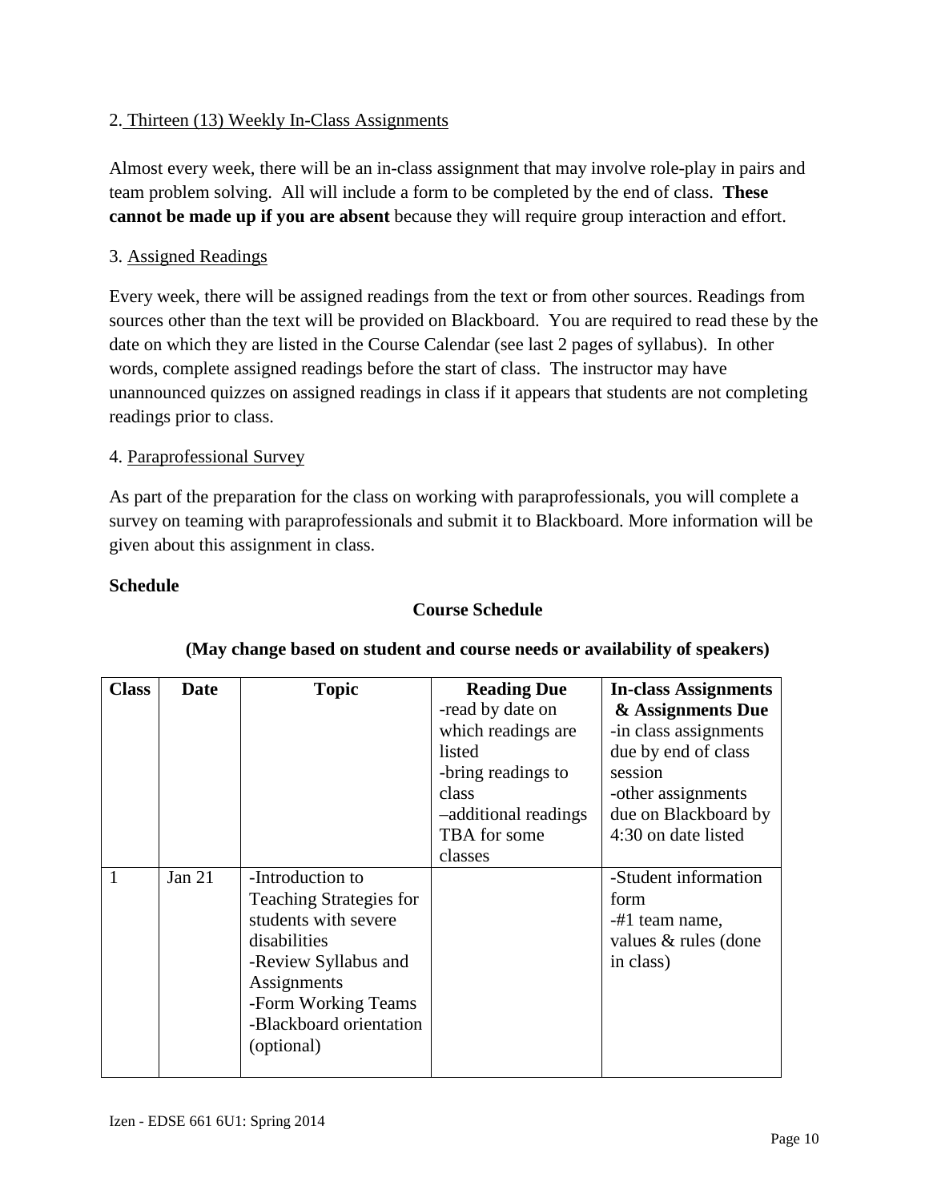2. Thirteen (13) Weekly In-Class Assignments

Almost every week, there will be an in-class assignment that may involve role-play in pairs and team problem solving. All will include a form to be completed by the end of class. **These cannot be made up if you are absent** because they will require group interaction and effort.

3. Assigned Readings

Every week, there will be assigned readings from the text or from other sources. Readings from sources other than the text will be provided on Blackboard. You are required to read these by the date on which they are listed in the Course Calendar (see last 2 pages of syllabus). In other words, complete assigned readings before the start of class. The instructor may have unannounced quizzes on assigned readings in class if it appears that students are not completing readings prior to class.

4. Paraprofessional Survey

As part of the preparation for the class on working with paraprofessionals, you will complete a survey on teaming with paraprofessionals and submit it to Blackboard. More information will be given about this assignment in class.

**Schedule**

**Course Schedule**

**(May change based on student and course needs or availability of speakers)**

| Class | Date | Topic | Reading Due -read by date on which readings are listed -bring readings to class –additional readings TBA for some classes | In-class Assignments & Assignments Due -in class assignments due by end of class session -other assignments due on Blackboard by 4:30 on date listed |
|---|---|---|---|---|
| 1 | Jan 21 | -Introduction to Teaching Strategies for students with severe disabilities -Review Syllabus and Assignments -Form Working Teams -Blackboard orientation (optional) | | -Student information form -#1 team name, values & rules (done in class) |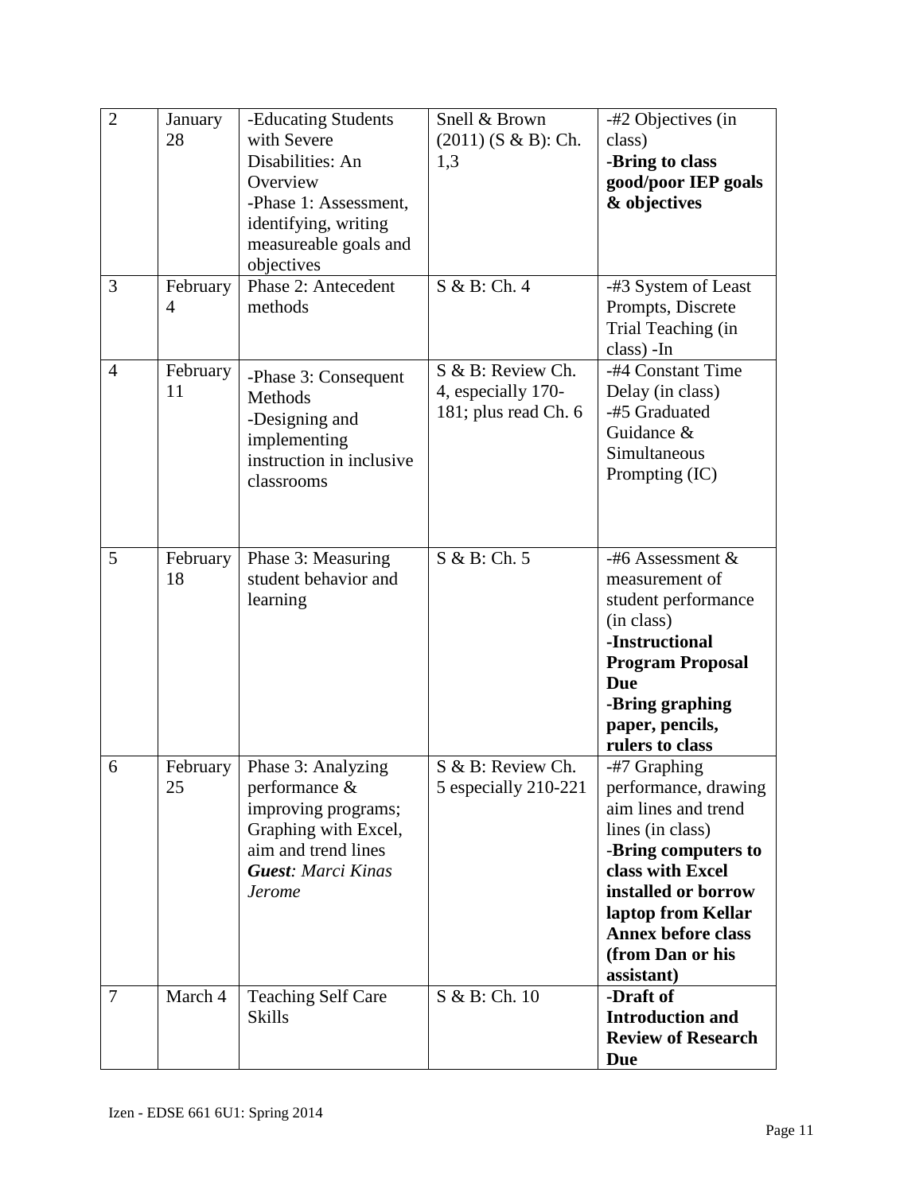| 2 | January 28 | -Educating Students with Severe Disabilities: An Overview<br>-Phase 1: Assessment, identifying, writing measureable goals and objectives | Snell & Brown (2011) (S & B): Ch. 1,3 | -#2 Objectives (in class)<br>**-Bring to class good/poor IEP goals & objectives** |
|---|---|---|---|---|
| 3 | February 4 | Phase 2: Antecedent methods | S & B: Ch. 4 | -#3 System of Least Prompts, Discrete Trial Teaching (in class) -In |
| 4 | February 11 | -Phase 3: Consequent Methods<br>-Designing and implementing instruction in inclusive classrooms | S & B: Review Ch. 4, especially 170-181; plus read Ch. 6 | -#4 Constant Time Delay (in class)<br>-#5 Graduated Guidance & Simultaneous Prompting (IC) |
| 5 | February 18 | Phase 3: Measuring student behavior and learning | S & B: Ch. 5 | -#6 Assessment & measurement of student performance (in class)<br>**-Instructional Program Proposal Due**<br>**-Bring graphing paper, pencils, rulers to class** |
| 6 | February 25 | Phase 3: Analyzing performance & improving programs; Graphing with Excel, aim and trend lines<br>***Guest**: Marci Kinas Jerome* | S & B: Review Ch. 5 especially 210-221 | -#7 Graphing performance, drawing aim lines and trend lines (in class)<br>-**Bring computers to class with Excel installed or borrow laptop from Kellar Annex before class (from Dan or his assistant)** |
| 7 | March 4 | Teaching Self Care Skills | S & B: Ch. 10 | **-Draft of Introduction and Review of Research Due** |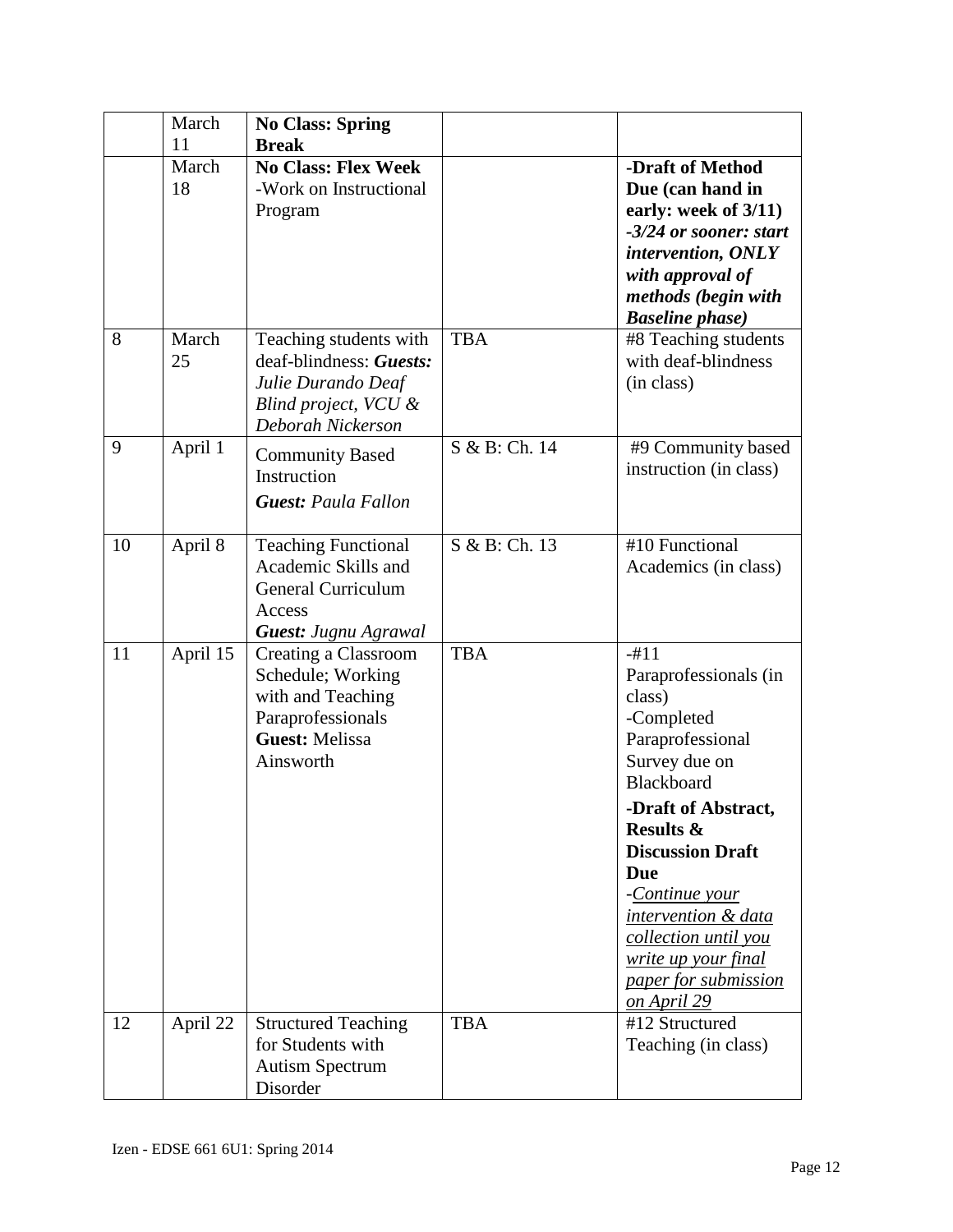| | | | | |
|---|---|---|---|---|
| | March 11 | **No Class: Spring Break** | | |
| | March 18 | **No Class: Flex Week**<br>-Work on Instructional Program | | **-Draft of Method Due (can hand in early: week of 3/11)**<br>***-3/24 or sooner: start intervention, ONLY with approval of methods (begin with Baseline phase)*** |
| 8 | March 25 | Teaching students with deaf-blindness: ***Guests:*** *Julie Durando Deaf Blind project, VCU & Deborah Nickerson* | TBA | #8 Teaching students with deaf-blindness (in class) |
| 9 | April 1 | Community Based Instruction<br>***Guest:*** *Paula Fallon* | S & B: Ch. 14 | #9 Community based instruction (in class) |
| 10 | April 8 | Teaching Functional Academic Skills and General Curriculum Access<br>***Guest:*** *Jugnu Agrawal* | S & B: Ch. 13 | #10 Functional Academics (in class) |
| 11 | April 15 | Creating a Classroom Schedule; Working with and Teaching Paraprofessionals<br>**Guest:** Melissa Ainsworth | TBA | -#11 Paraprofessionals (in class)<br>-Completed Paraprofessional Survey due on Blackboard<br>**-Draft of Abstract, Results & Discussion Draft Due**<br>-*Continue your intervention & data collection until you write up your final paper for submission on April 29* |
| 12 | April 22 | Structured Teaching for Students with Autism Spectrum Disorder | TBA | #12 Structured Teaching (in class) |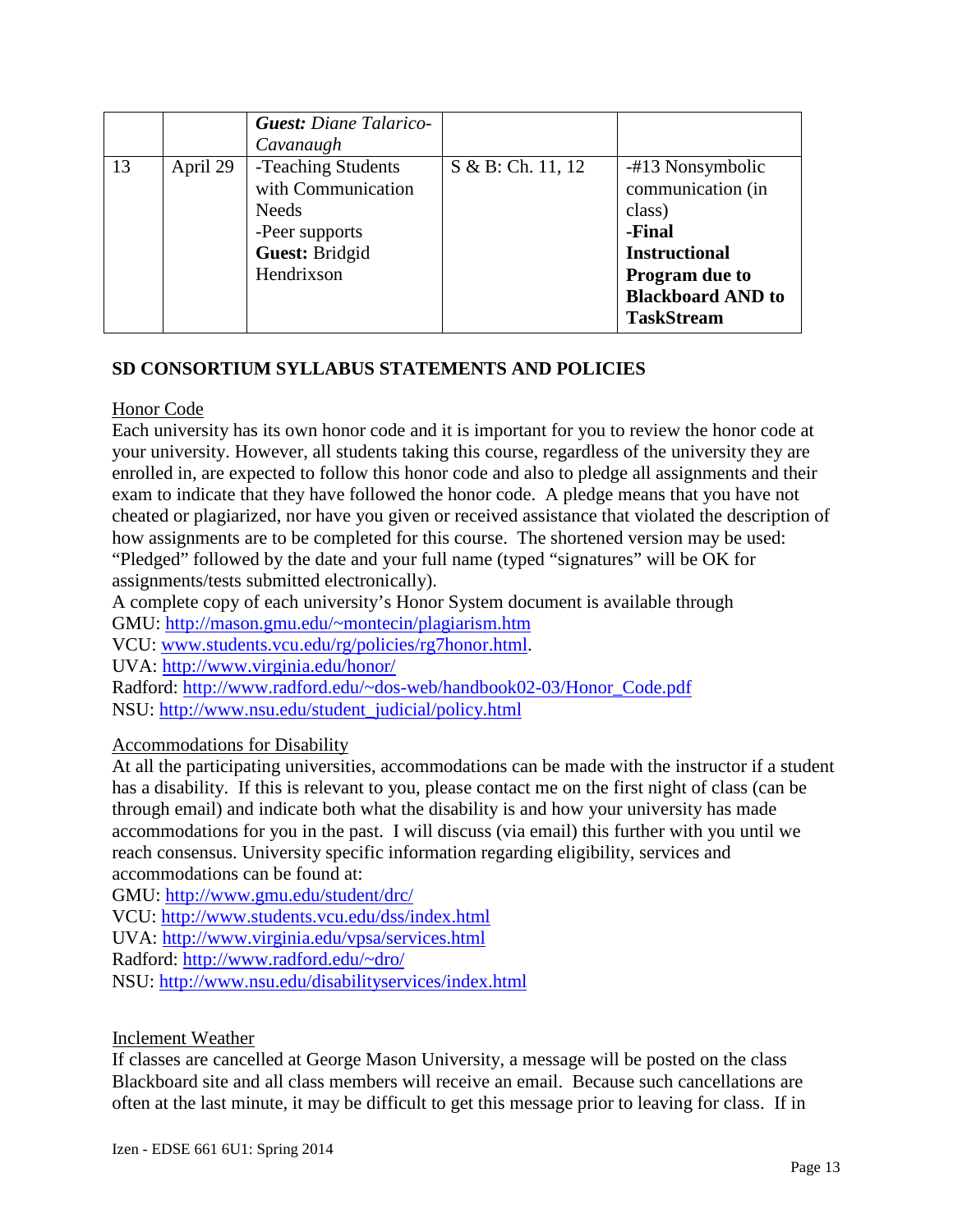| | | | | |
|---|---|---|---|---|
| | | ***Guest:*** *Diane Talarico-Cavanaugh* | | |
| 13 | April 29 | -Teaching Students with Communication Needs<br>-Peer supports<br>**Guest:** Bridgid Hendrixson | S & B: Ch. 11, 12 | -#13 Nonsymbolic communication (in class)<br>**-Final Instructional Program due to Blackboard AND to TaskStream** |

## SD CONSORTIUM SYLLABUS STATEMENTS AND POLICIES

Honor Code

Each university has its own honor code and it is important for you to review the honor code at your university. However, all students taking this course, regardless of the university they are enrolled in, are expected to follow this honor code and also to pledge all assignments and their exam to indicate that they have followed the honor code. A pledge means that you have not cheated or plagiarized, nor have you given or received assistance that violated the description of how assignments are to be completed for this course. The shortened version may be used: "Pledged" followed by the date and your full name (typed "signatures" will be OK for assignments/tests submitted electronically).

A complete copy of each university's Honor System document is available through
GMU: http://mason.gmu.edu/~montecin/plagiarism.htm
VCU: www.students.vcu.edu/rg/policies/rg7honor.html.
UVA: http://www.virginia.edu/honor/
Radford: http://www.radford.edu/~dos-web/handbook02-03/Honor_Code.pdf
NSU: http://www.nsu.edu/student_judicial/policy.html

Accommodations for Disability

At all the participating universities, accommodations can be made with the instructor if a student has a disability. If this is relevant to you, please contact me on the first night of class (can be through email) and indicate both what the disability is and how your university has made accommodations for you in the past. I will discuss (via email) this further with you until we reach consensus. University specific information regarding eligibility, services and accommodations can be found at:
GMU: http://www.gmu.edu/student/drc/
VCU: http://www.students.vcu.edu/dss/index.html
UVA: http://www.virginia.edu/vpsa/services.html
Radford: http://www.radford.edu/~dro/
NSU: http://www.nsu.edu/disabilityservices/index.html

Inclement Weather

If classes are cancelled at George Mason University, a message will be posted on the class Blackboard site and all class members will receive an email. Because such cancellations are often at the last minute, it may be difficult to get this message prior to leaving for class. If in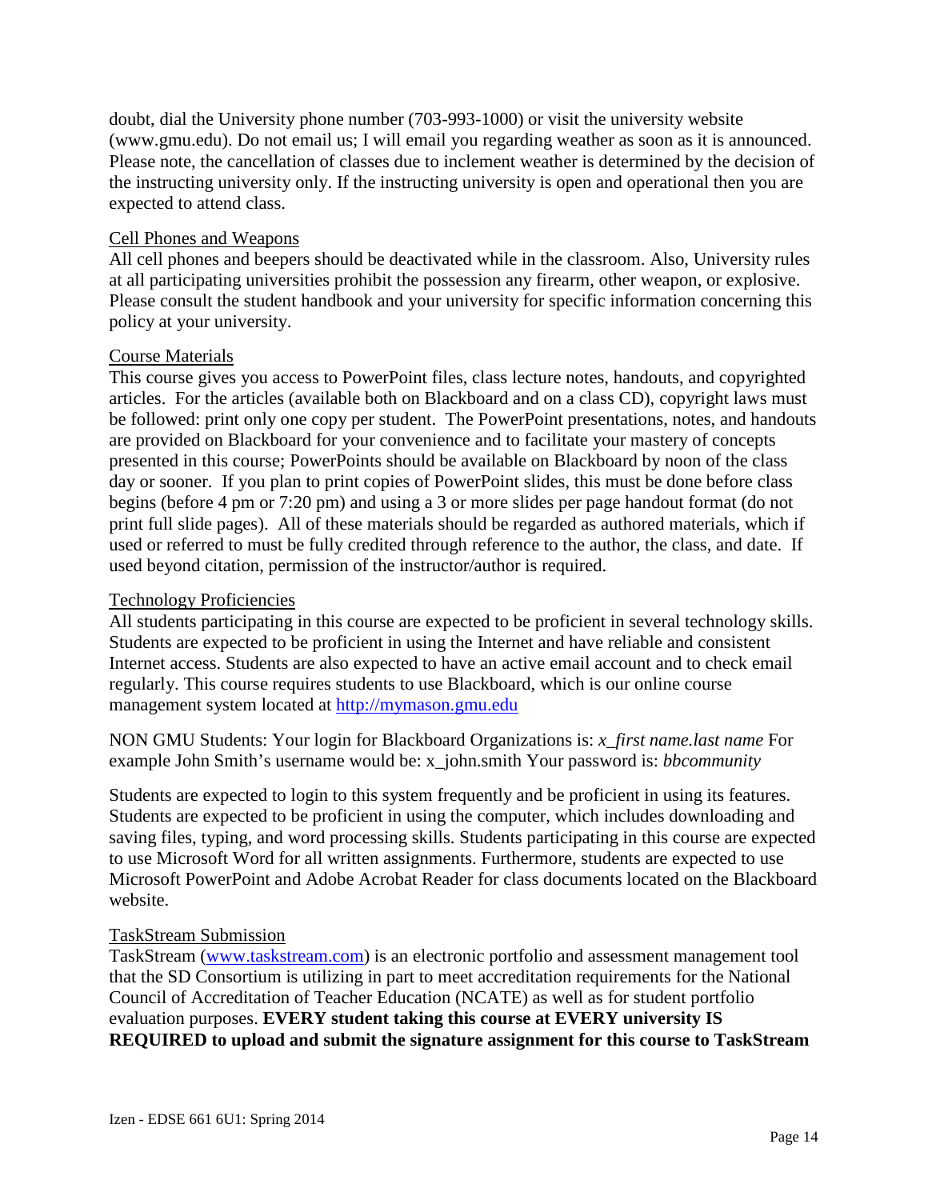doubt, dial the University phone number (703-993-1000) or visit the university website (www.gmu.edu). Do not email us; I will email you regarding weather as soon as it is announced. Please note, the cancellation of classes due to inclement weather is determined by the decision of the instructing university only. If the instructing university is open and operational then you are expected to attend class.

Cell Phones and Weapons

All cell phones and beepers should be deactivated while in the classroom. Also, University rules at all participating universities prohibit the possession any firearm, other weapon, or explosive. Please consult the student handbook and your university for specific information concerning this policy at your university.

Course Materials

This course gives you access to PowerPoint files, class lecture notes, handouts, and copyrighted articles. For the articles (available both on Blackboard and on a class CD), copyright laws must be followed: print only one copy per student. The PowerPoint presentations, notes, and handouts are provided on Blackboard for your convenience and to facilitate your mastery of concepts presented in this course; PowerPoints should be available on Blackboard by noon of the class day or sooner. If you plan to print copies of PowerPoint slides, this must be done before class begins (before 4 pm or 7:20 pm) and using a 3 or more slides per page handout format (do not print full slide pages). All of these materials should be regarded as authored materials, which if used or referred to must be fully credited through reference to the author, the class, and date. If used beyond citation, permission of the instructor/author is required.

Technology Proficiencies

All students participating in this course are expected to be proficient in several technology skills. Students are expected to be proficient in using the Internet and have reliable and consistent Internet access. Students are also expected to have an active email account and to check email regularly. This course requires students to use Blackboard, which is our online course management system located at [http://mymason.gmu.edu](http://mymason.gmu.edu)

NON GMU Students: Your login for Blackboard Organizations is: *x_first name.last name* For example John Smith's username would be: x_john.smith Your password is: *bbcommunity*

Students are expected to login to this system frequently and be proficient in using its features. Students are expected to be proficient in using the computer, which includes downloading and saving files, typing, and word processing skills. Students participating in this course are expected to use Microsoft Word for all written assignments. Furthermore, students are expected to use Microsoft PowerPoint and Adobe Acrobat Reader for class documents located on the Blackboard website.

TaskStream Submission

TaskStream ([www.taskstream.com](www.taskstream.com)) is an electronic portfolio and assessment management tool that the SD Consortium is utilizing in part to meet accreditation requirements for the National Council of Accreditation of Teacher Education (NCATE) as well as for student portfolio evaluation purposes. **EVERY student taking this course at EVERY university IS REQUIRED to upload and submit the signature assignment for this course to TaskStream**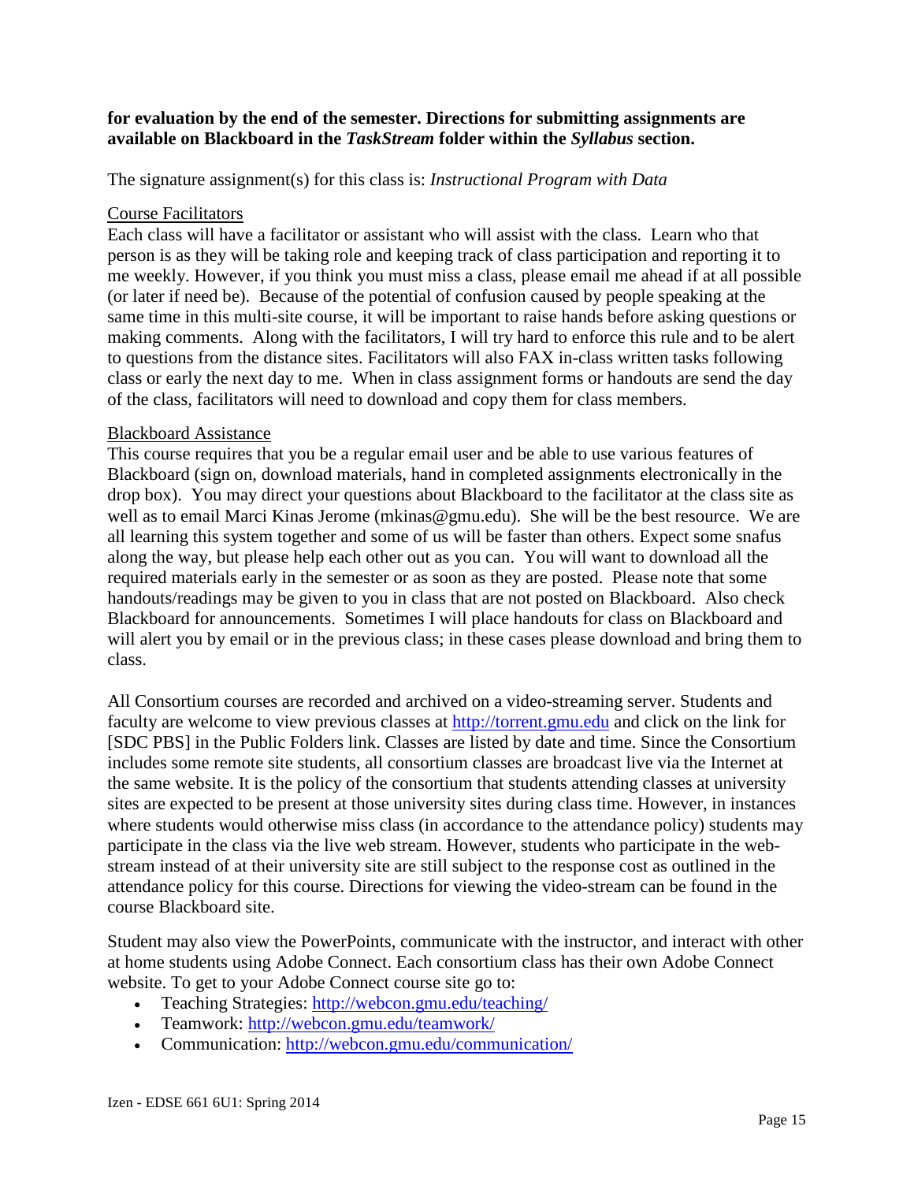**for evaluation by the end of the semester. Directions for submitting assignments are available on Blackboard in the *TaskStream* folder within the *Syllabus* section.**

The signature assignment(s) for this class is: *Instructional Program with Data*

Course Facilitators

Each class will have a facilitator or assistant who will assist with the class. Learn who that person is as they will be taking role and keeping track of class participation and reporting it to me weekly. However, if you think you must miss a class, please email me ahead if at all possible (or later if need be). Because of the potential of confusion caused by people speaking at the same time in this multi-site course, it will be important to raise hands before asking questions or making comments. Along with the facilitators, I will try hard to enforce this rule and to be alert to questions from the distance sites. Facilitators will also FAX in-class written tasks following class or early the next day to me. When in class assignment forms or handouts are send the day of the class, facilitators will need to download and copy them for class members.

Blackboard Assistance

This course requires that you be a regular email user and be able to use various features of Blackboard (sign on, download materials, hand in completed assignments electronically in the drop box). You may direct your questions about Blackboard to the facilitator at the class site as well as to email Marci Kinas Jerome (mkinas@gmu.edu). She will be the best resource. We are all learning this system together and some of us will be faster than others. Expect some snafus along the way, but please help each other out as you can. You will want to download all the required materials early in the semester or as soon as they are posted. Please note that some handouts/readings may be given to you in class that are not posted on Blackboard. Also check Blackboard for announcements. Sometimes I will place handouts for class on Blackboard and will alert you by email or in the previous class; in these cases please download and bring them to class.

All Consortium courses are recorded and archived on a video-streaming server. Students and faculty are welcome to view previous classes at http://torrent.gmu.edu and click on the link for [SDC PBS] in the Public Folders link. Classes are listed by date and time. Since the Consortium includes some remote site students, all consortium classes are broadcast live via the Internet at the same website. It is the policy of the consortium that students attending classes at university sites are expected to be present at those university sites during class time. However, in instances where students would otherwise miss class (in accordance to the attendance policy) students may participate in the class via the live web stream. However, students who participate in the web-stream instead of at their university site are still subject to the response cost as outlined in the attendance policy for this course. Directions for viewing the video-stream can be found in the course Blackboard site.

Student may also view the PowerPoints, communicate with the instructor, and interact with other at home students using Adobe Connect. Each consortium class has their own Adobe Connect website. To get to your Adobe Connect course site go to:

- Teaching Strategies: http://webcon.gmu.edu/teaching/
- Teamwork: http://webcon.gmu.edu/teamwork/
- Communication: http://webcon.gmu.edu/communication/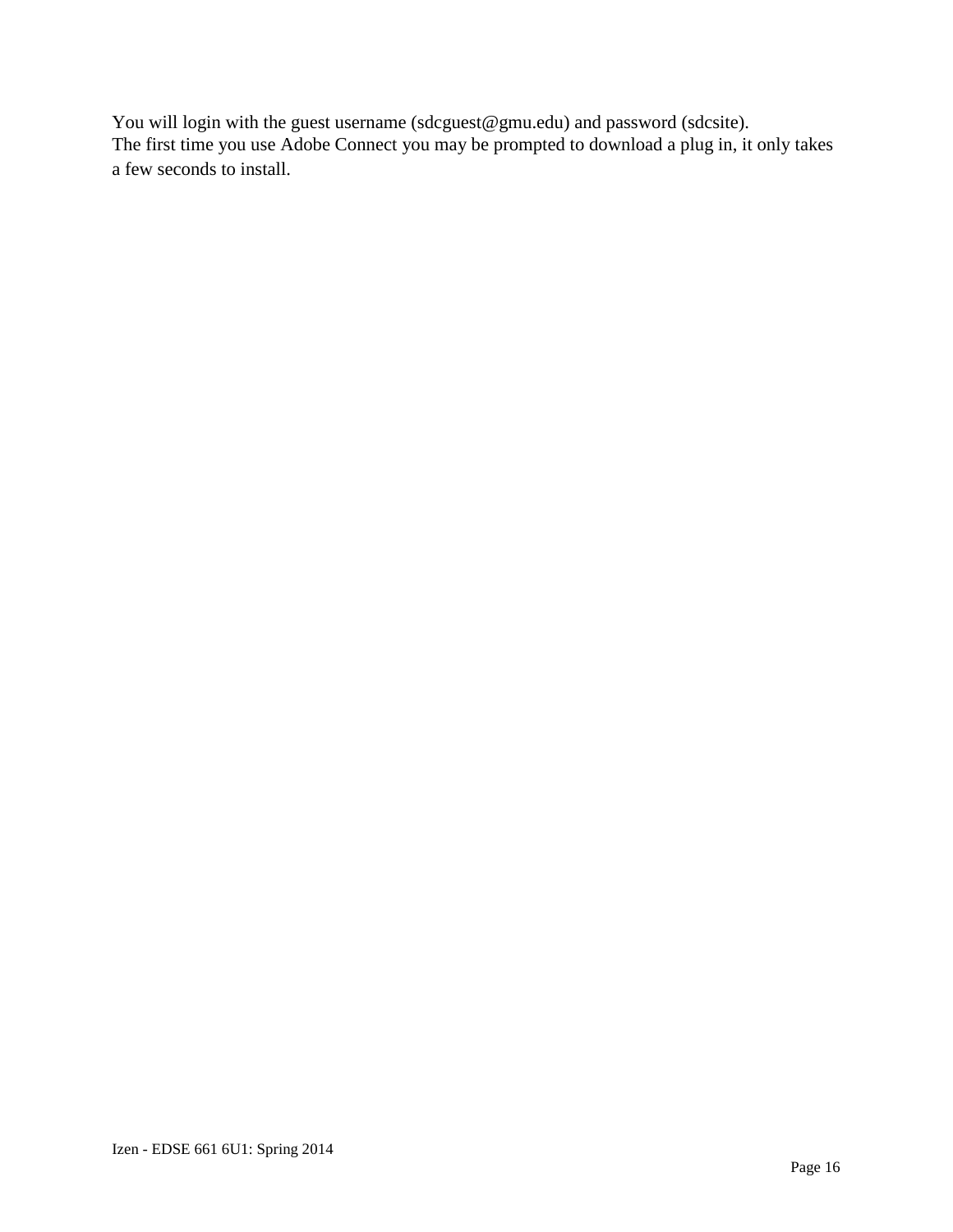You will login with the guest username (sdcguest@gmu.edu) and password (sdcsite).
The first time you use Adobe Connect you may be prompted to download a plug in, it only takes a few seconds to install.